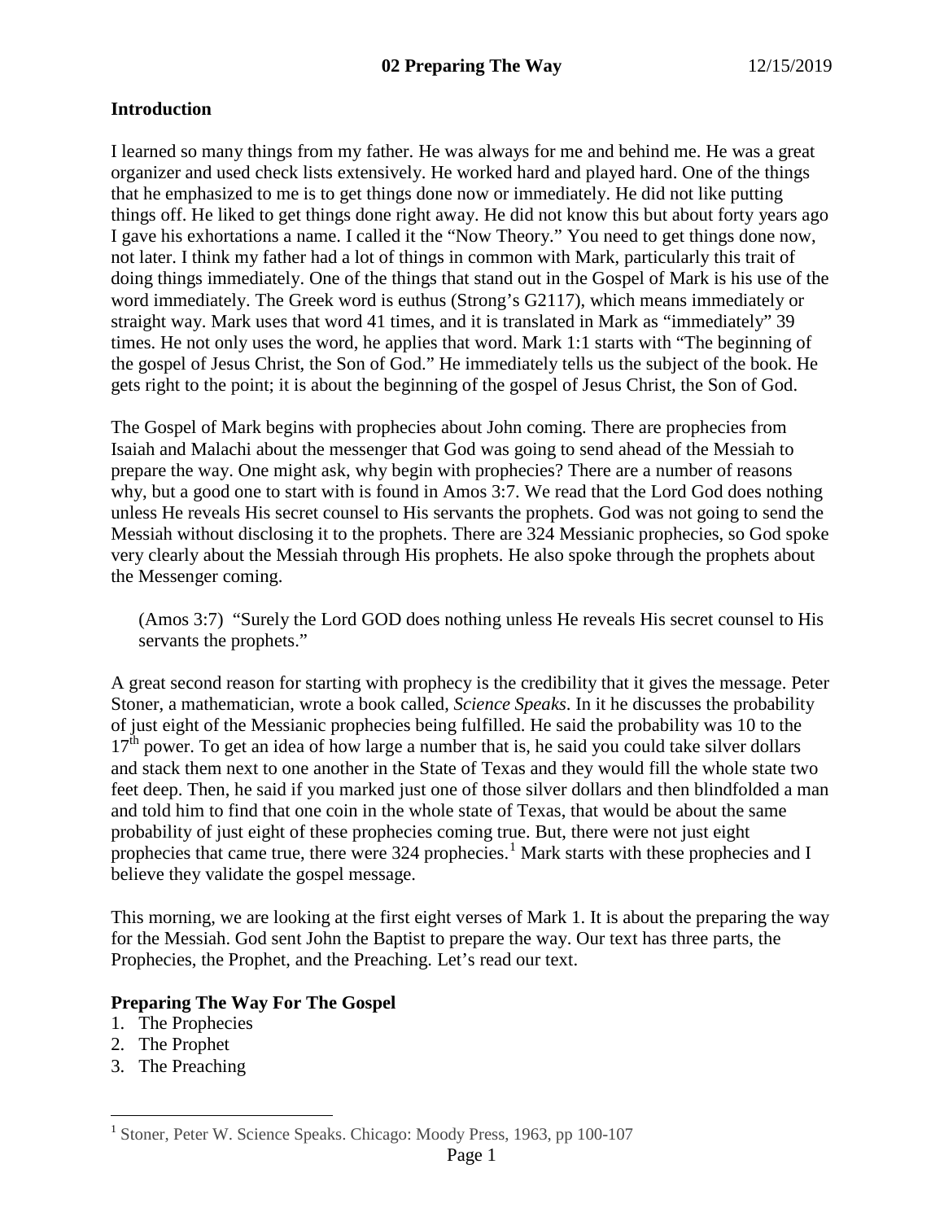## 02 Preparing The Way

12/15/2019

### Introduction

I learned so many things from my father. He was always for me and behind me. He was a great organizer and used check lists extensively. He worked hard and played hard. One of the things that he emphasized to me is to get things done now or immediately. He did not like putting things off. He liked to get things done right away. He did not know this but about forty years ago I gave his exhortations a name. I called it the "Now Theory." You need to get things done now, not later. I think my father had a lot of things in common with Mark, particularly this trait of doing things immediately. One of the things that stand out in the Gospel of Mark is his use of the word immediately. The Greek word is euthus (Strong's G2117), which means immediately or straight way. Mark uses that word 41 times, and it is translated in Mark as "immediately" 39 times. He not only uses the word, he applies that word. Mark 1:1 starts with "The beginning of the gospel of Jesus Christ, the Son of God." He immediately tells us the subject of the book. He gets right to the point; it is about the beginning of the gospel of Jesus Christ, the Son of God.

The Gospel of Mark begins with prophecies about John coming. There are prophecies from Isaiah and Malachi about the messenger that God was going to send ahead of the Messiah to prepare the way. One might ask, why begin with prophecies? There are a number of reasons why, but a good one to start with is found in Amos 3:7. We read that the Lord God does nothing unless He reveals His secret counsel to His servants the prophets. God was not going to send the Messiah without disclosing it to the prophets. There are 324 Messianic prophecies, so God spoke very clearly about the Messiah through His prophets. He also spoke through the prophets about the Messenger coming.

> (Amos 3:7) "Surely the Lord GOD does nothing unless He reveals His secret counsel to His servants the prophets."

A great second reason for starting with prophecy is the credibility that it gives the message. Peter Stoner, a mathematician, wrote a book called, *Science Speaks*. In it he discusses the probability of just eight of the Messianic prophecies being fulfilled. He said the probability was 10 to the $17^{th}$ power. To get an idea of how large a number that is, he said you could take silver dollars and stack them next to one another in the State of Texas and they would fill the whole state two feet deep. Then, he said if you marked just one of those silver dollars and then blindfolded a man and told him to find that one coin in the whole state of Texas, that would be about the same probability of just eight of these prophecies coming true. But, there were not just eight prophecies that came true, there were 324 prophecies.[1] Mark starts with these prophecies and I believe they validate the gospel message.

This morning, we are looking at the first eight verses of Mark 1. It is about the preparing the way for the Messiah. God sent John the Baptist to prepare the way. Our text has three parts, the Prophecies, the Prophet, and the Preaching. Let's read our text.

### Preparing The Way For The Gospel

1. The Prophecies
2. The Prophet
3. The Preaching

---

[1] Stoner, Peter W. Science Speaks. Chicago: Moody Press, 1963, pp 100-107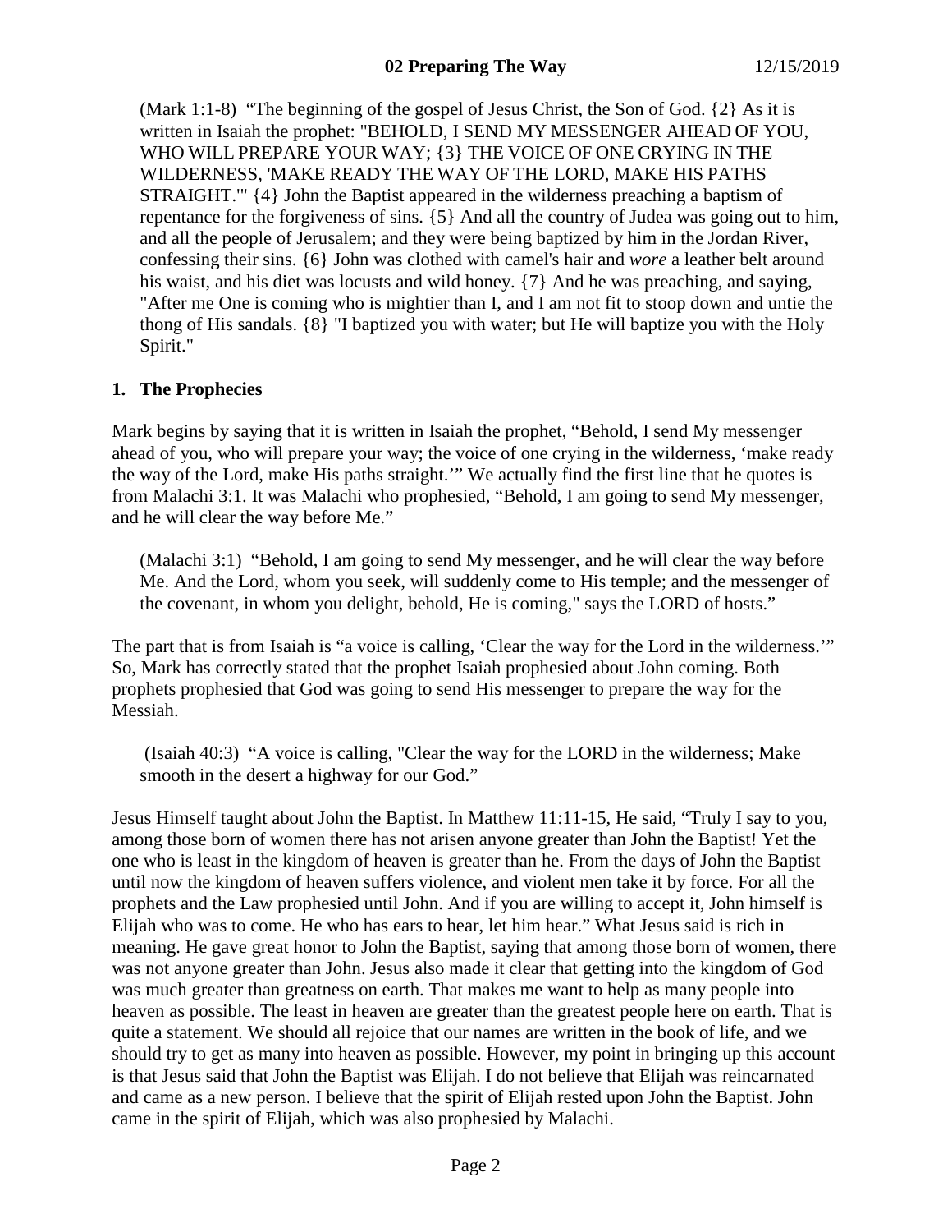(Mark 1:1-8) "The beginning of the gospel of Jesus Christ, the Son of God. {2} As it is written in Isaiah the prophet: "BEHOLD, I SEND MY MESSENGER AHEAD OF YOU, WHO WILL PREPARE YOUR WAY; {3} THE VOICE OF ONE CRYING IN THE WILDERNESS, 'MAKE READY THE WAY OF THE LORD, MAKE HIS PATHS STRAIGHT.'" {4} John the Baptist appeared in the wilderness preaching a baptism of repentance for the forgiveness of sins. {5} And all the country of Judea was going out to him, and all the people of Jerusalem; and they were being baptized by him in the Jordan River, confessing their sins. {6} John was clothed with camel's hair and *wore* a leather belt around his waist, and his diet was locusts and wild honey. {7} And he was preaching, and saying, "After me One is coming who is mightier than I, and I am not fit to stoop down and untie the thong of His sandals. {8} "I baptized you with water; but He will baptize you with the Holy Spirit."

## 1. The Prophecies

Mark begins by saying that it is written in Isaiah the prophet, "Behold, I send My messenger ahead of you, who will prepare your way; the voice of one crying in the wilderness, 'make ready the way of the Lord, make His paths straight.'" We actually find the first line that he quotes is from Malachi 3:1. It was Malachi who prophesied, "Behold, I am going to send My messenger, and he will clear the way before Me."

(Malachi 3:1) "Behold, I am going to send My messenger, and he will clear the way before Me. And the Lord, whom you seek, will suddenly come to His temple; and the messenger of the covenant, in whom you delight, behold, He is coming," says the LORD of hosts."

The part that is from Isaiah is "a voice is calling, 'Clear the way for the Lord in the wilderness.'" So, Mark has correctly stated that the prophet Isaiah prophesied about John coming. Both prophets prophesied that God was going to send His messenger to prepare the way for the Messiah.

(Isaiah 40:3) "A voice is calling, "Clear the way for the LORD in the wilderness; Make smooth in the desert a highway for our God."

Jesus Himself taught about John the Baptist. In Matthew 11:11-15, He said, "Truly I say to you, among those born of women there has not arisen anyone greater than John the Baptist! Yet the one who is least in the kingdom of heaven is greater than he. From the days of John the Baptist until now the kingdom of heaven suffers violence, and violent men take it by force. For all the prophets and the Law prophesied until John. And if you are willing to accept it, John himself is Elijah who was to come. He who has ears to hear, let him hear." What Jesus said is rich in meaning. He gave great honor to John the Baptist, saying that among those born of women, there was not anyone greater than John. Jesus also made it clear that getting into the kingdom of God was much greater than greatness on earth. That makes me want to help as many people into heaven as possible. The least in heaven are greater than the greatest people here on earth. That is quite a statement. We should all rejoice that our names are written in the book of life, and we should try to get as many into heaven as possible. However, my point in bringing up this account is that Jesus said that John the Baptist was Elijah. I do not believe that Elijah was reincarnated and came as a new person. I believe that the spirit of Elijah rested upon John the Baptist. John came in the spirit of Elijah, which was also prophesied by Malachi.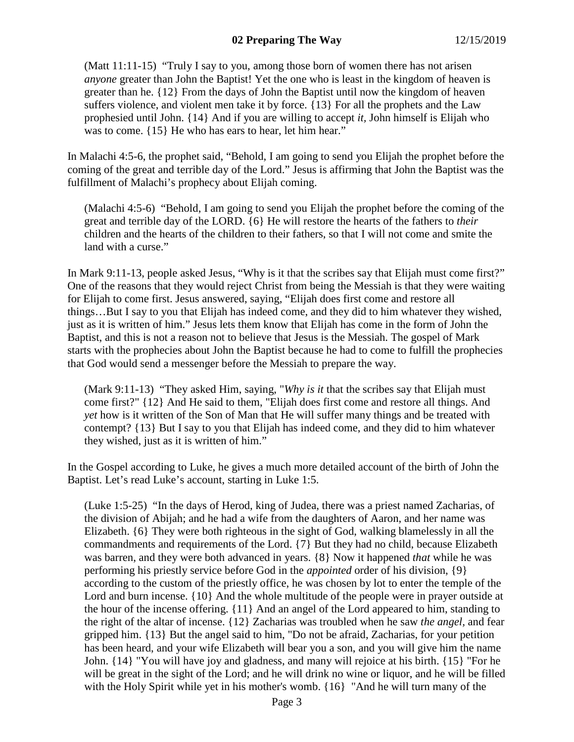(Matt 11:11-15) "Truly I say to you, among those born of women there has not arisen *anyone* greater than John the Baptist! Yet the one who is least in the kingdom of heaven is greater than he. {12} From the days of John the Baptist until now the kingdom of heaven suffers violence, and violent men take it by force. {13} For all the prophets and the Law prophesied until John. {14} And if you are willing to accept *it*, John himself is Elijah who was to come. {15} He who has ears to hear, let him hear."

In Malachi 4:5-6, the prophet said, "Behold, I am going to send you Elijah the prophet before the coming of the great and terrible day of the Lord." Jesus is affirming that John the Baptist was the fulfillment of Malachi's prophecy about Elijah coming.

(Malachi 4:5-6) "Behold, I am going to send you Elijah the prophet before the coming of the great and terrible day of the LORD. {6} He will restore the hearts of the fathers to *their* children and the hearts of the children to their fathers, so that I will not come and smite the land with a curse."

In Mark 9:11-13, people asked Jesus, "Why is it that the scribes say that Elijah must come first?" One of the reasons that they would reject Christ from being the Messiah is that they were waiting for Elijah to come first. Jesus answered, saying, "Elijah does first come and restore all things…But I say to you that Elijah has indeed come, and they did to him whatever they wished, just as it is written of him." Jesus lets them know that Elijah has come in the form of John the Baptist, and this is not a reason not to believe that Jesus is the Messiah. The gospel of Mark starts with the prophecies about John the Baptist because he had to come to fulfill the prophecies that God would send a messenger before the Messiah to prepare the way.

(Mark 9:11-13) "They asked Him, saying, "*Why is it* that the scribes say that Elijah must come first?" {12} And He said to them, "Elijah does first come and restore all things. And *yet* how is it written of the Son of Man that He will suffer many things and be treated with contempt? {13} But I say to you that Elijah has indeed come, and they did to him whatever they wished, just as it is written of him."

In the Gospel according to Luke, he gives a much more detailed account of the birth of John the Baptist. Let's read Luke's account, starting in Luke 1:5.

(Luke 1:5-25) "In the days of Herod, king of Judea, there was a priest named Zacharias, of the division of Abijah; and he had a wife from the daughters of Aaron, and her name was Elizabeth. {6} They were both righteous in the sight of God, walking blamelessly in all the commandments and requirements of the Lord. {7} But they had no child, because Elizabeth was barren, and they were both advanced in years. {8} Now it happened *that* while he was performing his priestly service before God in the *appointed* order of his division, {9} according to the custom of the priestly office, he was chosen by lot to enter the temple of the Lord and burn incense. {10} And the whole multitude of the people were in prayer outside at the hour of the incense offering. {11} And an angel of the Lord appeared to him, standing to the right of the altar of incense. {12} Zacharias was troubled when he saw *the angel*, and fear gripped him. {13} But the angel said to him, "Do not be afraid, Zacharias, for your petition has been heard, and your wife Elizabeth will bear you a son, and you will give him the name John. {14} "You will have joy and gladness, and many will rejoice at his birth. {15} "For he will be great in the sight of the Lord; and he will drink no wine or liquor, and he will be filled with the Holy Spirit while yet in his mother's womb. {16} "And he will turn many of the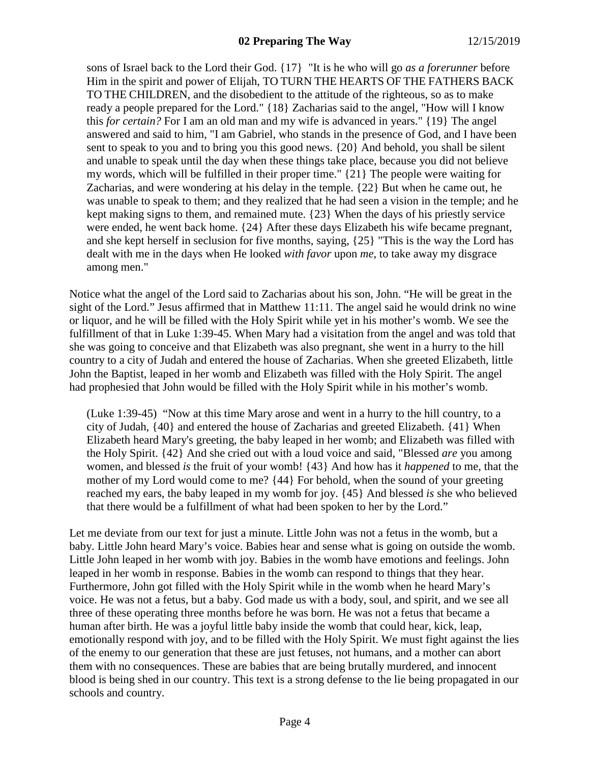sons of Israel back to the Lord their God. {17} "It is he who will go *as a forerunner* before Him in the spirit and power of Elijah, TO TURN THE HEARTS OF THE FATHERS BACK TO THE CHILDREN, and the disobedient to the attitude of the righteous, so as to make ready a people prepared for the Lord." {18} Zacharias said to the angel, "How will I know this *for certain?* For I am an old man and my wife is advanced in years." {19} The angel answered and said to him, "I am Gabriel, who stands in the presence of God, and I have been sent to speak to you and to bring you this good news. {20} And behold, you shall be silent and unable to speak until the day when these things take place, because you did not believe my words, which will be fulfilled in their proper time." {21} The people were waiting for Zacharias, and were wondering at his delay in the temple. {22} But when he came out, he was unable to speak to them; and they realized that he had seen a vision in the temple; and he kept making signs to them, and remained mute. {23} When the days of his priestly service were ended, he went back home. {24} After these days Elizabeth his wife became pregnant, and she kept herself in seclusion for five months, saying, {25} "This is the way the Lord has dealt with me in the days when He looked *with favor* upon *me,* to take away my disgrace among men."

Notice what the angel of the Lord said to Zacharias about his son, John. "He will be great in the sight of the Lord." Jesus affirmed that in Matthew 11:11. The angel said he would drink no wine or liquor, and he will be filled with the Holy Spirit while yet in his mother's womb. We see the fulfillment of that in Luke 1:39-45. When Mary had a visitation from the angel and was told that she was going to conceive and that Elizabeth was also pregnant, she went in a hurry to the hill country to a city of Judah and entered the house of Zacharias. When she greeted Elizabeth, little John the Baptist, leaped in her womb and Elizabeth was filled with the Holy Spirit. The angel had prophesied that John would be filled with the Holy Spirit while in his mother's womb.

(Luke 1:39-45) "Now at this time Mary arose and went in a hurry to the hill country, to a city of Judah, {40} and entered the house of Zacharias and greeted Elizabeth. {41} When Elizabeth heard Mary's greeting, the baby leaped in her womb; and Elizabeth was filled with the Holy Spirit. {42} And she cried out with a loud voice and said, "Blessed *are* you among women, and blessed *is* the fruit of your womb! {43} And how has it *happened* to me, that the mother of my Lord would come to me? {44} For behold, when the sound of your greeting reached my ears, the baby leaped in my womb for joy. {45} And blessed *is* she who believed that there would be a fulfillment of what had been spoken to her by the Lord."

Let me deviate from our text for just a minute. Little John was not a fetus in the womb, but a baby. Little John heard Mary's voice. Babies hear and sense what is going on outside the womb. Little John leaped in her womb with joy. Babies in the womb have emotions and feelings. John leaped in her womb in response. Babies in the womb can respond to things that they hear. Furthermore, John got filled with the Holy Spirit while in the womb when he heard Mary's voice. He was not a fetus, but a baby. God made us with a body, soul, and spirit, and we see all three of these operating three months before he was born. He was not a fetus that became a human after birth. He was a joyful little baby inside the womb that could hear, kick, leap, emotionally respond with joy, and to be filled with the Holy Spirit. We must fight against the lies of the enemy to our generation that these are just fetuses, not humans, and a mother can abort them with no consequences. These are babies that are being brutally murdered, and innocent blood is being shed in our country. This text is a strong defense to the lie being propagated in our schools and country.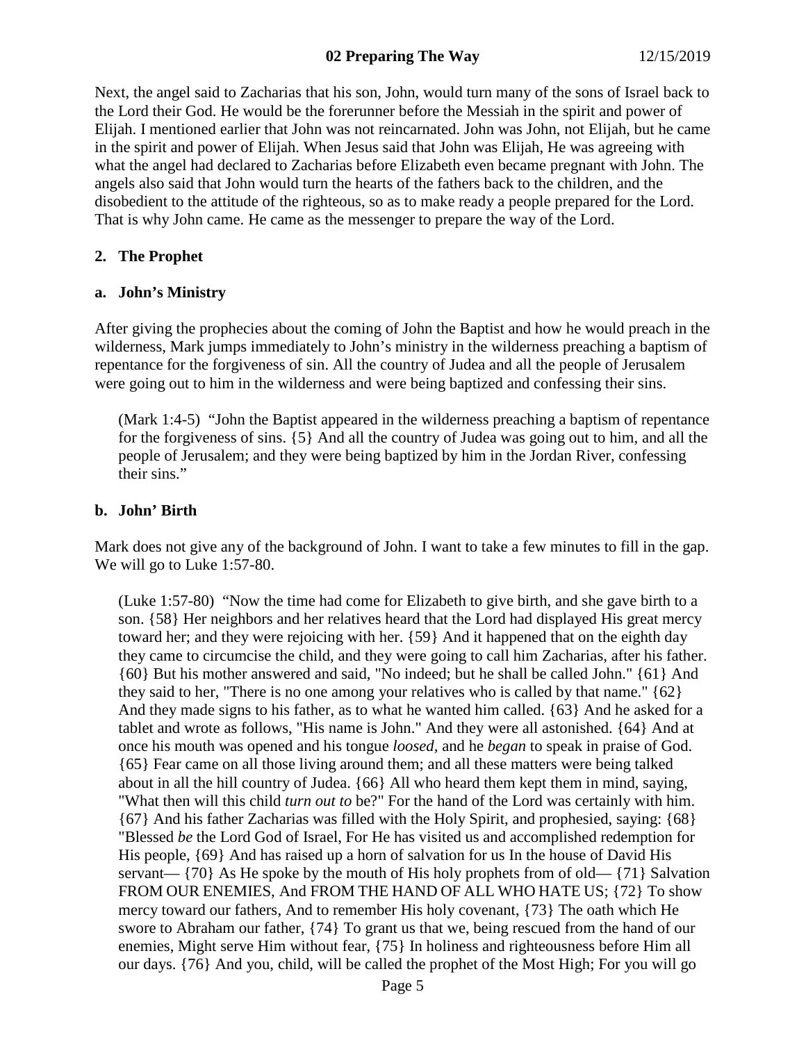Next, the angel said to Zacharias that his son, John, would turn many of the sons of Israel back to the Lord their God. He would be the forerunner before the Messiah in the spirit and power of Elijah. I mentioned earlier that John was not reincarnated. John was John, not Elijah, but he came in the spirit and power of Elijah. When Jesus said that John was Elijah, He was agreeing with what the angel had declared to Zacharias before Elizabeth even became pregnant with John. The angels also said that John would turn the hearts of the fathers back to the children, and the disobedient to the attitude of the righteous, so as to make ready a people prepared for the Lord. That is why John came. He came as the messenger to prepare the way of the Lord.

## 2. The Prophet

### a. John's Ministry

After giving the prophecies about the coming of John the Baptist and how he would preach in the wilderness, Mark jumps immediately to John's ministry in the wilderness preaching a baptism of repentance for the forgiveness of sin. All the country of Judea and all the people of Jerusalem were going out to him in the wilderness and were being baptized and confessing their sins.

> (Mark 1:4-5) "John the Baptist appeared in the wilderness preaching a baptism of repentance for the forgiveness of sins. {5} And all the country of Judea was going out to him, and all the people of Jerusalem; and they were being baptized by him in the Jordan River, confessing their sins."

### b. John' Birth

Mark does not give any of the background of John. I want to take a few minutes to fill in the gap. We will go to Luke 1:57-80.

> (Luke 1:57-80) "Now the time had come for Elizabeth to give birth, and she gave birth to a son. {58} Her neighbors and her relatives heard that the Lord had displayed His great mercy toward her; and they were rejoicing with her. {59} And it happened that on the eighth day they came to circumcise the child, and they were going to call him Zacharias, after his father. {60} But his mother answered and said, "No indeed; but he shall be called John." {61} And they said to her, "There is no one among your relatives who is called by that name." {62} And they made signs to his father, as to what he wanted him called. {63} And he asked for a tablet and wrote as follows, "His name is John." And they were all astonished. {64} And at once his mouth was opened and his tongue *loosed*, and he *began* to speak in praise of God. {65} Fear came on all those living around them; and all these matters were being talked about in all the hill country of Judea. {66} All who heard them kept them in mind, saying, "What then will this child *turn out to* be?" For the hand of the Lord was certainly with him. {67} And his father Zacharias was filled with the Holy Spirit, and prophesied, saying: {68} "Blessed *be* the Lord God of Israel, For He has visited us and accomplished redemption for His people, {69} And has raised up a horn of salvation for us In the house of David His servant— {70} As He spoke by the mouth of His holy prophets from of old— {71} Salvation FROM OUR ENEMIES, And FROM THE HAND OF ALL WHO HATE US; {72} To show mercy toward our fathers, And to remember His holy covenant, {73} The oath which He swore to Abraham our father, {74} To grant us that we, being rescued from the hand of our enemies, Might serve Him without fear, {75} In holiness and righteousness before Him all our days. {76} And you, child, will be called the prophet of the Most High; For you will go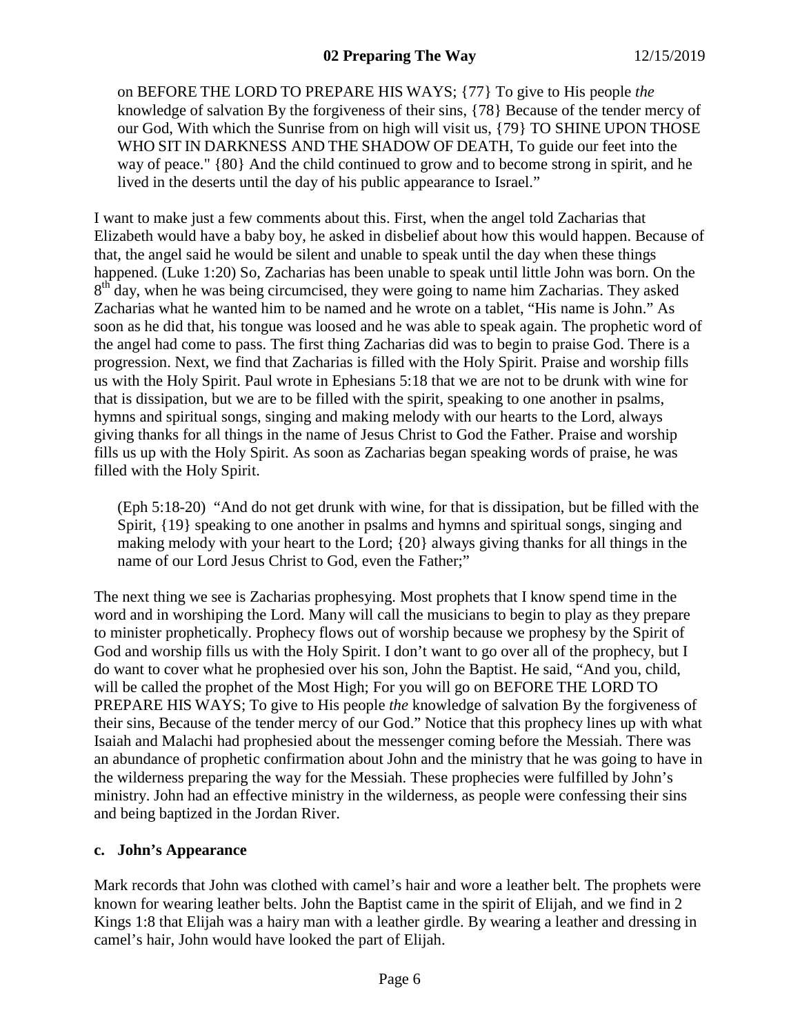on BEFORE THE LORD TO PREPARE HIS WAYS; {77} To give to His people *the* knowledge of salvation By the forgiveness of their sins, {78} Because of the tender mercy of our God, With which the Sunrise from on high will visit us, {79} TO SHINE UPON THOSE WHO SIT IN DARKNESS AND THE SHADOW OF DEATH, To guide our feet into the way of peace." {80} And the child continued to grow and to become strong in spirit, and he lived in the deserts until the day of his public appearance to Israel."

I want to make just a few comments about this. First, when the angel told Zacharias that Elizabeth would have a baby boy, he asked in disbelief about how this would happen. Because of that, the angel said he would be silent and unable to speak until the day when these things happened. (Luke 1:20) So, Zacharias has been unable to speak until little John was born. On the 8th day, when he was being circumcised, they were going to name him Zacharias. They asked Zacharias what he wanted him to be named and he wrote on a tablet, "His name is John." As soon as he did that, his tongue was loosed and he was able to speak again. The prophetic word of the angel had come to pass. The first thing Zacharias did was to begin to praise God. There is a progression. Next, we find that Zacharias is filled with the Holy Spirit. Praise and worship fills us with the Holy Spirit. Paul wrote in Ephesians 5:18 that we are not to be drunk with wine for that is dissipation, but we are to be filled with the spirit, speaking to one another in psalms, hymns and spiritual songs, singing and making melody with our hearts to the Lord, always giving thanks for all things in the name of Jesus Christ to God the Father. Praise and worship fills us up with the Holy Spirit. As soon as Zacharias began speaking words of praise, he was filled with the Holy Spirit.

> (Eph 5:18-20) "And do not get drunk with wine, for that is dissipation, but be filled with the Spirit, {19} speaking to one another in psalms and hymns and spiritual songs, singing and making melody with your heart to the Lord; {20} always giving thanks for all things in the name of our Lord Jesus Christ to God, even the Father;"

The next thing we see is Zacharias prophesying. Most prophets that I know spend time in the word and in worshiping the Lord. Many will call the musicians to begin to play as they prepare to minister prophetically. Prophecy flows out of worship because we prophesy by the Spirit of God and worship fills us with the Holy Spirit. I don't want to go over all of the prophecy, but I do want to cover what he prophesied over his son, John the Baptist. He said, "And you, child, will be called the prophet of the Most High; For you will go on BEFORE THE LORD TO PREPARE HIS WAYS; To give to His people *the* knowledge of salvation By the forgiveness of their sins, Because of the tender mercy of our God." Notice that this prophecy lines up with what Isaiah and Malachi had prophesied about the messenger coming before the Messiah. There was an abundance of prophetic confirmation about John and the ministry that he was going to have in the wilderness preparing the way for the Messiah. These prophecies were fulfilled by John's ministry. John had an effective ministry in the wilderness, as people were confessing their sins and being baptized in the Jordan River.

### c. John's Appearance

Mark records that John was clothed with camel's hair and wore a leather belt. The prophets were known for wearing leather belts. John the Baptist came in the spirit of Elijah, and we find in 2 Kings 1:8 that Elijah was a hairy man with a leather girdle. By wearing a leather and dressing in camel's hair, John would have looked the part of Elijah.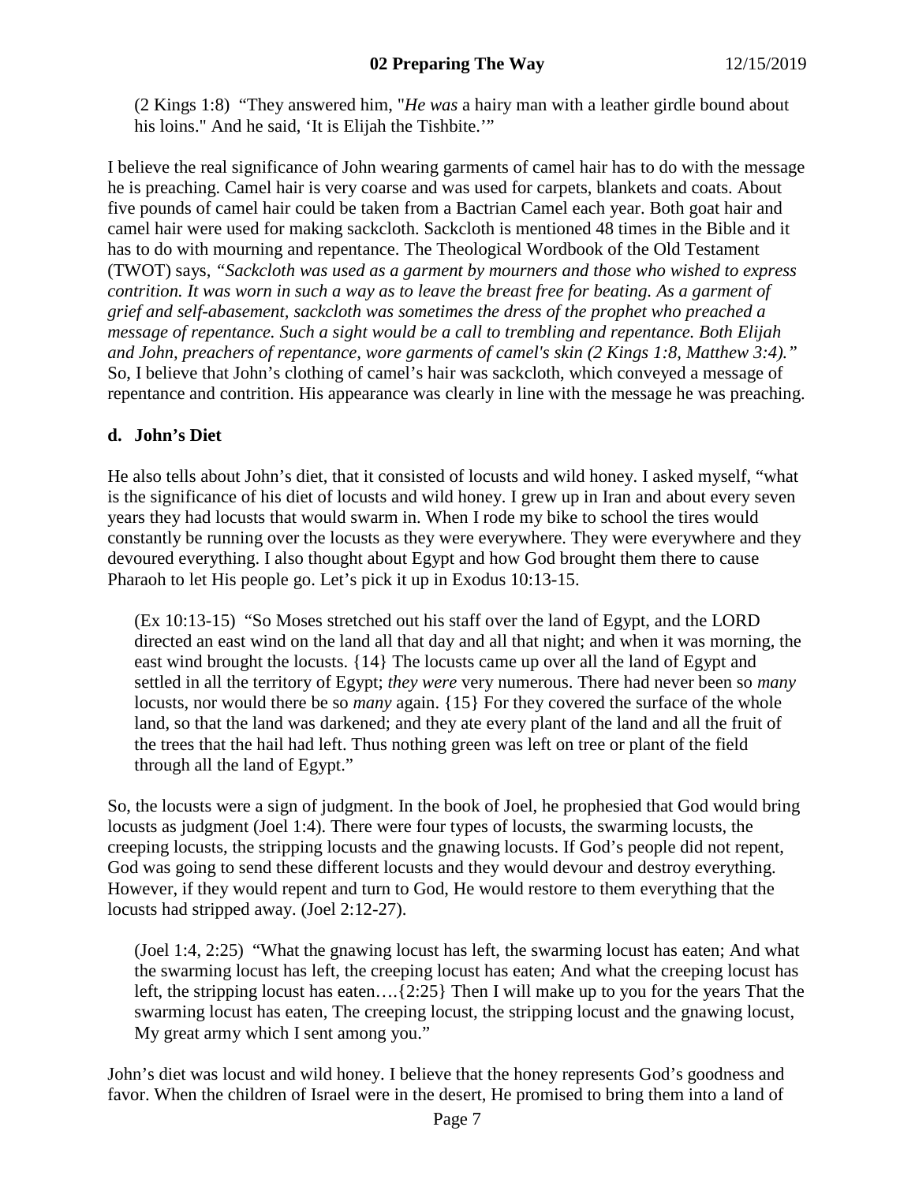(2 Kings 1:8) "They answered him, "*He was* a hairy man with a leather girdle bound about his loins." And he said, 'It is Elijah the Tishbite.'"

I believe the real significance of John wearing garments of camel hair has to do with the message he is preaching. Camel hair is very coarse and was used for carpets, blankets and coats. About five pounds of camel hair could be taken from a Bactrian Camel each year. Both goat hair and camel hair were used for making sackcloth. Sackcloth is mentioned 48 times in the Bible and it has to do with mourning and repentance. The Theological Wordbook of the Old Testament (TWOT) says, *"Sackcloth was used as a garment by mourners and those who wished to express contrition. It was worn in such a way as to leave the breast free for beating. As a garment of grief and self-abasement, sackcloth was sometimes the dress of the prophet who preached a message of repentance. Such a sight would be a call to trembling and repentance. Both Elijah and John, preachers of repentance, wore garments of camel's skin (2 Kings 1:8, Matthew 3:4)."* So, I believe that John's clothing of camel's hair was sackcloth, which conveyed a message of repentance and contrition. His appearance was clearly in line with the message he was preaching.

**d. John's Diet**

He also tells about John's diet, that it consisted of locusts and wild honey. I asked myself, "what is the significance of his diet of locusts and wild honey. I grew up in Iran and about every seven years they had locusts that would swarm in. When I rode my bike to school the tires would constantly be running over the locusts as they were everywhere. They were everywhere and they devoured everything. I also thought about Egypt and how God brought them there to cause Pharaoh to let His people go. Let's pick it up in Exodus 10:13-15.

(Ex 10:13-15) "So Moses stretched out his staff over the land of Egypt, and the LORD directed an east wind on the land all that day and all that night; and when it was morning, the east wind brought the locusts. {14} The locusts came up over all the land of Egypt and settled in all the territory of Egypt; *they were* very numerous. There had never been so *many* locusts, nor would there be so *many* again. {15} For they covered the surface of the whole land, so that the land was darkened; and they ate every plant of the land and all the fruit of the trees that the hail had left. Thus nothing green was left on tree or plant of the field through all the land of Egypt."

So, the locusts were a sign of judgment. In the book of Joel, he prophesied that God would bring locusts as judgment (Joel 1:4). There were four types of locusts, the swarming locusts, the creeping locusts, the stripping locusts and the gnawing locusts. If God's people did not repent, God was going to send these different locusts and they would devour and destroy everything. However, if they would repent and turn to God, He would restore to them everything that the locusts had stripped away. (Joel 2:12-27).

(Joel 1:4, 2:25) "What the gnawing locust has left, the swarming locust has eaten; And what the swarming locust has left, the creeping locust has eaten; And what the creeping locust has left, the stripping locust has eaten….{2:25} Then I will make up to you for the years That the swarming locust has eaten, The creeping locust, the stripping locust and the gnawing locust, My great army which I sent among you."

John's diet was locust and wild honey. I believe that the honey represents God's goodness and favor. When the children of Israel were in the desert, He promised to bring them into a land of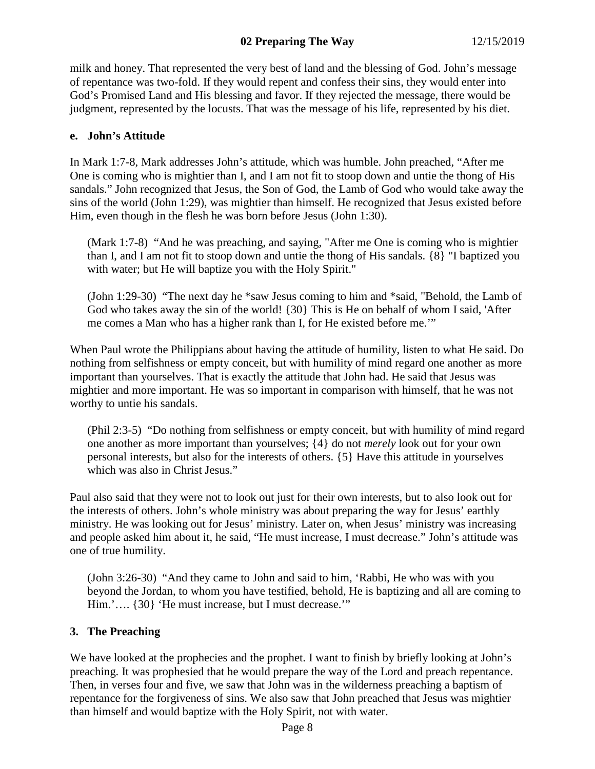milk and honey. That represented the very best of land and the blessing of God. John's message of repentance was two-fold. If they would repent and confess their sins, they would enter into God's Promised Land and His blessing and favor. If they rejected the message, there would be judgment, represented by the locusts. That was the message of his life, represented by his diet.

### e. John's Attitude

In Mark 1:7-8, Mark addresses John's attitude, which was humble. John preached, "After me One is coming who is mightier than I, and I am not fit to stoop down and untie the thong of His sandals." John recognized that Jesus, the Son of God, the Lamb of God who would take away the sins of the world (John 1:29), was mightier than himself. He recognized that Jesus existed before Him, even though in the flesh he was born before Jesus (John 1:30).

> (Mark 1:7-8) "And he was preaching, and saying, "After me One is coming who is mightier than I, and I am not fit to stoop down and untie the thong of His sandals. {8} "I baptized you with water; but He will baptize you with the Holy Spirit."

> (John 1:29-30) "The next day he *saw Jesus coming to him and *said, "Behold, the Lamb of God who takes away the sin of the world! {30} This is He on behalf of whom I said, 'After me comes a Man who has a higher rank than I, for He existed before me.'"

When Paul wrote the Philippians about having the attitude of humility, listen to what He said. Do nothing from selfishness or empty conceit, but with humility of mind regard one another as more important than yourselves. That is exactly the attitude that John had. He said that Jesus was mightier and more important. He was so important in comparison with himself, that he was not worthy to untie his sandals.

> (Phil 2:3-5) "Do nothing from selfishness or empty conceit, but with humility of mind regard one another as more important than yourselves; {4} do not *merely* look out for your own personal interests, but also for the interests of others. {5} Have this attitude in yourselves which was also in Christ Jesus."

Paul also said that they were not to look out just for their own interests, but to also look out for the interests of others. John's whole ministry was about preparing the way for Jesus' earthly ministry. He was looking out for Jesus' ministry. Later on, when Jesus' ministry was increasing and people asked him about it, he said, "He must increase, I must decrease." John's attitude was one of true humility.

> (John 3:26-30) "And they came to John and said to him, 'Rabbi, He who was with you beyond the Jordan, to whom you have testified, behold, He is baptizing and all are coming to Him.'…. {30} 'He must increase, but I must decrease.'"

## 3. The Preaching

We have looked at the prophecies and the prophet. I want to finish by briefly looking at John's preaching. It was prophesied that he would prepare the way of the Lord and preach repentance. Then, in verses four and five, we saw that John was in the wilderness preaching a baptism of repentance for the forgiveness of sins. We also saw that John preached that Jesus was mightier than himself and would baptize with the Holy Spirit, not with water.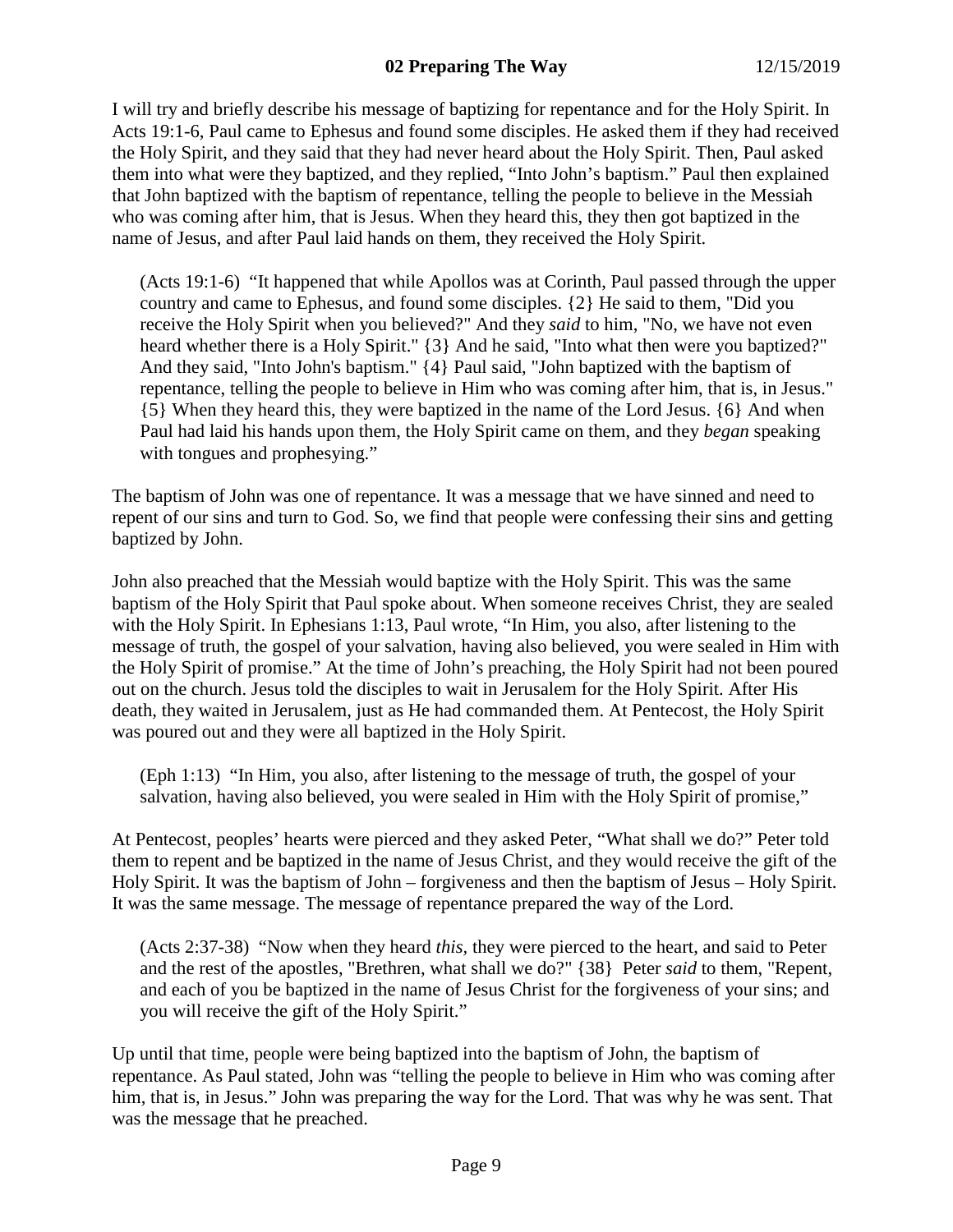I will try and briefly describe his message of baptizing for repentance and for the Holy Spirit. In Acts 19:1-6, Paul came to Ephesus and found some disciples. He asked them if they had received the Holy Spirit, and they said that they had never heard about the Holy Spirit. Then, Paul asked them into what were they baptized, and they replied, "Into John's baptism." Paul then explained that John baptized with the baptism of repentance, telling the people to believe in the Messiah who was coming after him, that is Jesus. When they heard this, they then got baptized in the name of Jesus, and after Paul laid hands on them, they received the Holy Spirit.

> (Acts 19:1-6) "It happened that while Apollos was at Corinth, Paul passed through the upper country and came to Ephesus, and found some disciples. {2} He said to them, "Did you receive the Holy Spirit when you believed?" And they *said* to him, "No, we have not even heard whether there is a Holy Spirit." {3} And he said, "Into what then were you baptized?" And they said, "Into John's baptism." {4} Paul said, "John baptized with the baptism of repentance, telling the people to believe in Him who was coming after him, that is, in Jesus." {5} When they heard this, they were baptized in the name of the Lord Jesus. {6} And when Paul had laid his hands upon them, the Holy Spirit came on them, and they *began* speaking with tongues and prophesying."

The baptism of John was one of repentance. It was a message that we have sinned and need to repent of our sins and turn to God. So, we find that people were confessing their sins and getting baptized by John.

John also preached that the Messiah would baptize with the Holy Spirit. This was the same baptism of the Holy Spirit that Paul spoke about. When someone receives Christ, they are sealed with the Holy Spirit. In Ephesians 1:13, Paul wrote, "In Him, you also, after listening to the message of truth, the gospel of your salvation, having also believed, you were sealed in Him with the Holy Spirit of promise." At the time of John's preaching, the Holy Spirit had not been poured out on the church. Jesus told the disciples to wait in Jerusalem for the Holy Spirit. After His death, they waited in Jerusalem, just as He had commanded them. At Pentecost, the Holy Spirit was poured out and they were all baptized in the Holy Spirit.

> (Eph 1:13) "In Him, you also, after listening to the message of truth, the gospel of your salvation, having also believed, you were sealed in Him with the Holy Spirit of promise,"

At Pentecost, peoples' hearts were pierced and they asked Peter, "What shall we do?" Peter told them to repent and be baptized in the name of Jesus Christ, and they would receive the gift of the Holy Spirit. It was the baptism of John – forgiveness and then the baptism of Jesus – Holy Spirit. It was the same message. The message of repentance prepared the way of the Lord.

> (Acts 2:37-38) "Now when they heard *this*, they were pierced to the heart, and said to Peter and the rest of the apostles, "Brethren, what shall we do?" {38} Peter *said* to them, "Repent, and each of you be baptized in the name of Jesus Christ for the forgiveness of your sins; and you will receive the gift of the Holy Spirit."

Up until that time, people were being baptized into the baptism of John, the baptism of repentance. As Paul stated, John was "telling the people to believe in Him who was coming after him, that is, in Jesus." John was preparing the way for the Lord. That was why he was sent. That was the message that he preached.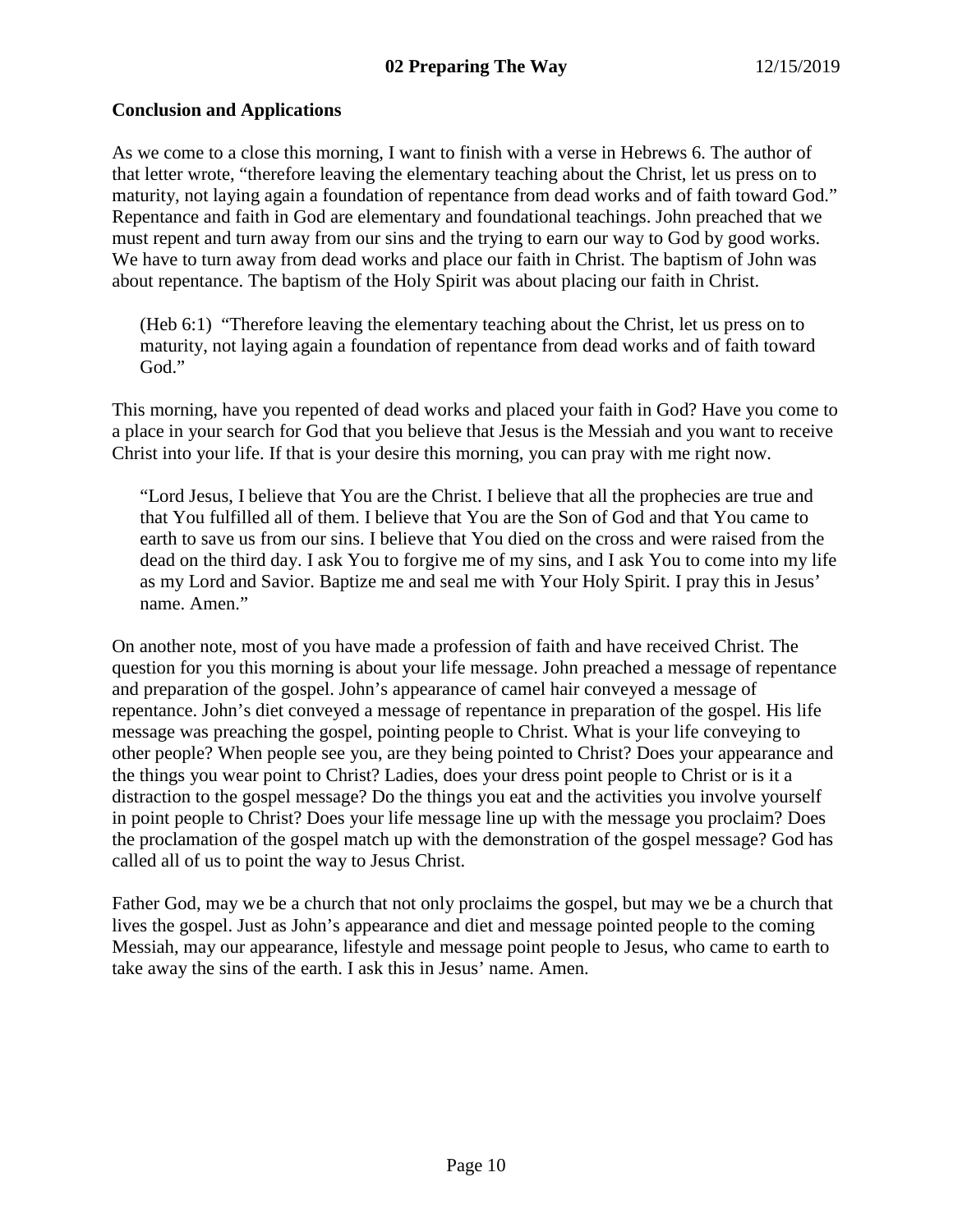## Conclusion and Applications

As we come to a close this morning, I want to finish with a verse in Hebrews 6. The author of that letter wrote, "therefore leaving the elementary teaching about the Christ, let us press on to maturity, not laying again a foundation of repentance from dead works and of faith toward God." Repentance and faith in God are elementary and foundational teachings. John preached that we must repent and turn away from our sins and the trying to earn our way to God by good works. We have to turn away from dead works and place our faith in Christ. The baptism of John was about repentance. The baptism of the Holy Spirit was about placing our faith in Christ.

> (Heb 6:1) "Therefore leaving the elementary teaching about the Christ, let us press on to maturity, not laying again a foundation of repentance from dead works and of faith toward God."

This morning, have you repented of dead works and placed your faith in God? Have you come to a place in your search for God that you believe that Jesus is the Messiah and you want to receive Christ into your life. If that is your desire this morning, you can pray with me right now.

> "Lord Jesus, I believe that You are the Christ. I believe that all the prophecies are true and that You fulfilled all of them. I believe that You are the Son of God and that You came to earth to save us from our sins. I believe that You died on the cross and were raised from the dead on the third day. I ask You to forgive me of my sins, and I ask You to come into my life as my Lord and Savior. Baptize me and seal me with Your Holy Spirit. I pray this in Jesus' name. Amen."

On another note, most of you have made a profession of faith and have received Christ. The question for you this morning is about your life message. John preached a message of repentance and preparation of the gospel. John's appearance of camel hair conveyed a message of repentance. John's diet conveyed a message of repentance in preparation of the gospel. His life message was preaching the gospel, pointing people to Christ. What is your life conveying to other people? When people see you, are they being pointed to Christ? Does your appearance and the things you wear point to Christ? Ladies, does your dress point people to Christ or is it a distraction to the gospel message? Do the things you eat and the activities you involve yourself in point people to Christ? Does your life message line up with the message you proclaim? Does the proclamation of the gospel match up with the demonstration of the gospel message? God has called all of us to point the way to Jesus Christ.

Father God, may we be a church that not only proclaims the gospel, but may we be a church that lives the gospel. Just as John's appearance and diet and message pointed people to the coming Messiah, may our appearance, lifestyle and message point people to Jesus, who came to earth to take away the sins of the earth. I ask this in Jesus' name. Amen.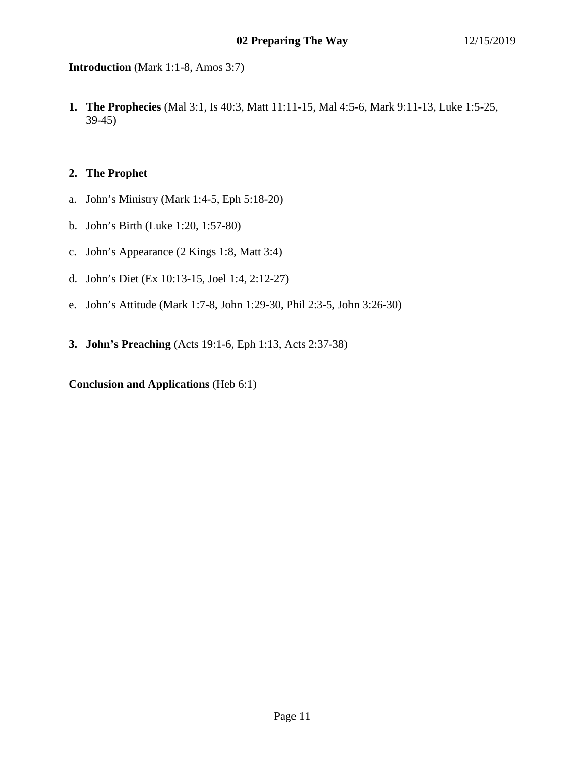# 02 Preparing The Way

12/15/2019

**Introduction** (Mark 1:1-8, Amos 3:7)

1. **The Prophecies** (Mal 3:1, Is 40:3, Matt 11:11-15, Mal 4:5-6, Mark 9:11-13, Luke 1:5-25, 39-45)

2. **The Prophet**

a. John's Ministry (Mark 1:4-5, Eph 5:18-20)

b. John's Birth (Luke 1:20, 1:57-80)

c. John's Appearance (2 Kings 1:8, Matt 3:4)

d. John's Diet (Ex 10:13-15, Joel 1:4, 2:12-27)

e. John's Attitude (Mark 1:7-8, John 1:29-30, Phil 2:3-5, John 3:26-30)

3. **John's Preaching** (Acts 19:1-6, Eph 1:13, Acts 2:37-38)

**Conclusion and Applications** (Heb 6:1)